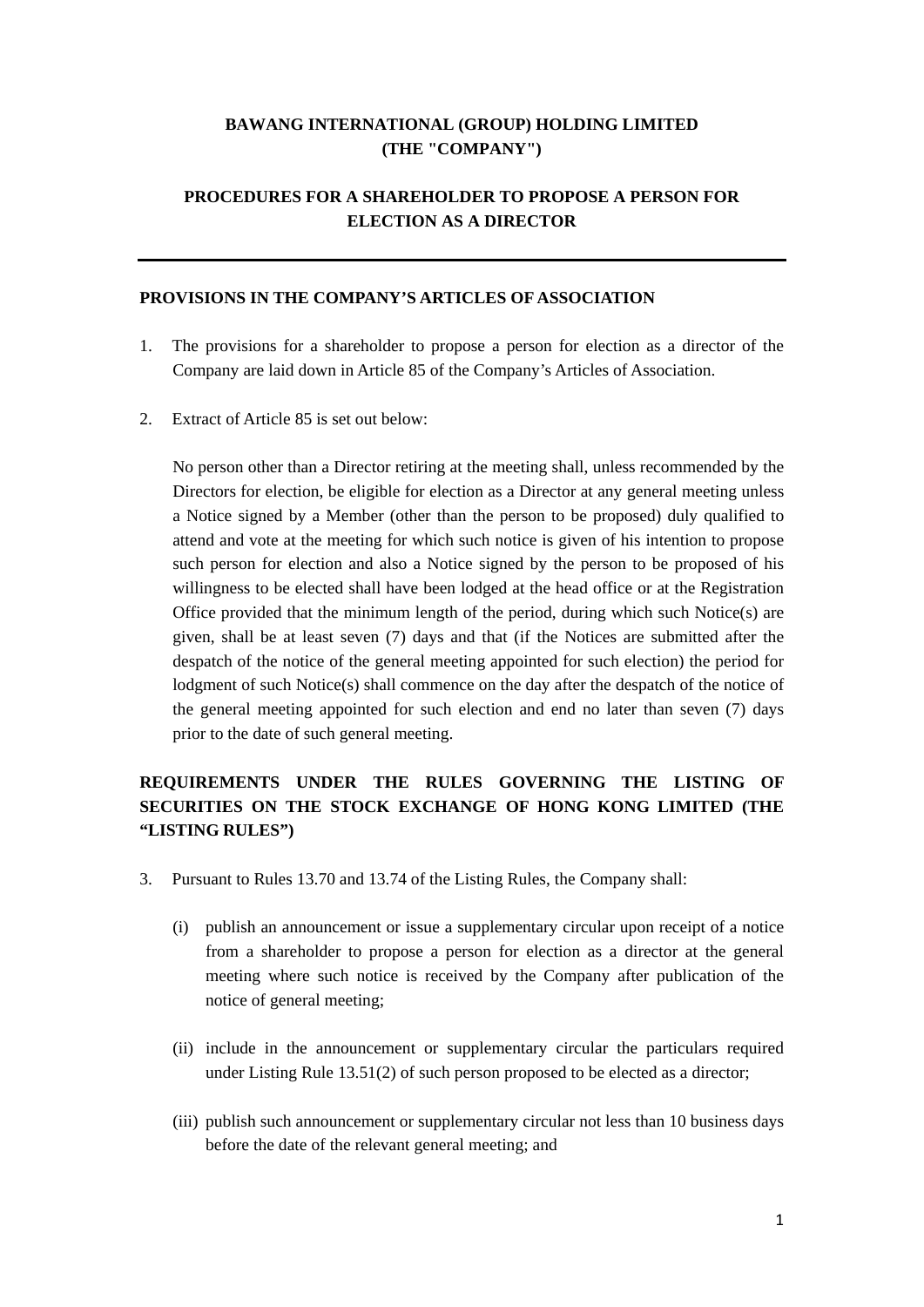# BAWANG INTERNATIONAL (GROUP) HOLDING LIMITED
# (THE "COMPANY")

## PROCEDURES FOR A SHAREHOLDER TO PROPOSE A PERSON FOR ELECTION AS A DIRECTOR

---

### PROVISIONS IN THE COMPANY'S ARTICLES OF ASSOCIATION

1. The provisions for a shareholder to propose a person for election as a director of the Company are laid down in Article 85 of the Company's Articles of Association.

2. Extract of Article 85 is set out below:

   No person other than a Director retiring at the meeting shall, unless recommended by the Directors for election, be eligible for election as a Director at any general meeting unless a Notice signed by a Member (other than the person to be proposed) duly qualified to attend and vote at the meeting for which such notice is given of his intention to propose such person for election and also a Notice signed by the person to be proposed of his willingness to be elected shall have been lodged at the head office or at the Registration Office provided that the minimum length of the period, during which such Notice(s) are given, shall be at least seven (7) days and that (if the Notices are submitted after the despatch of the notice of the general meeting appointed for such election) the period for lodgment of such Notice(s) shall commence on the day after the despatch of the notice of the general meeting appointed for such election and end no later than seven (7) days prior to the date of such general meeting.

### REQUIREMENTS UNDER THE RULES GOVERNING THE LISTING OF SECURITIES ON THE STOCK EXCHANGE OF HONG KONG LIMITED (THE "LISTING RULES")

3. Pursuant to Rules 13.70 and 13.74 of the Listing Rules, the Company shall:

   (i) publish an announcement or issue a supplementary circular upon receipt of a notice from a shareholder to propose a person for election as a director at the general meeting where such notice is received by the Company after publication of the notice of general meeting;

   (ii) include in the announcement or supplementary circular the particulars required under Listing Rule 13.51(2) of such person proposed to be elected as a director;

   (iii) publish such announcement or supplementary circular not less than 10 business days before the date of the relevant general meeting; and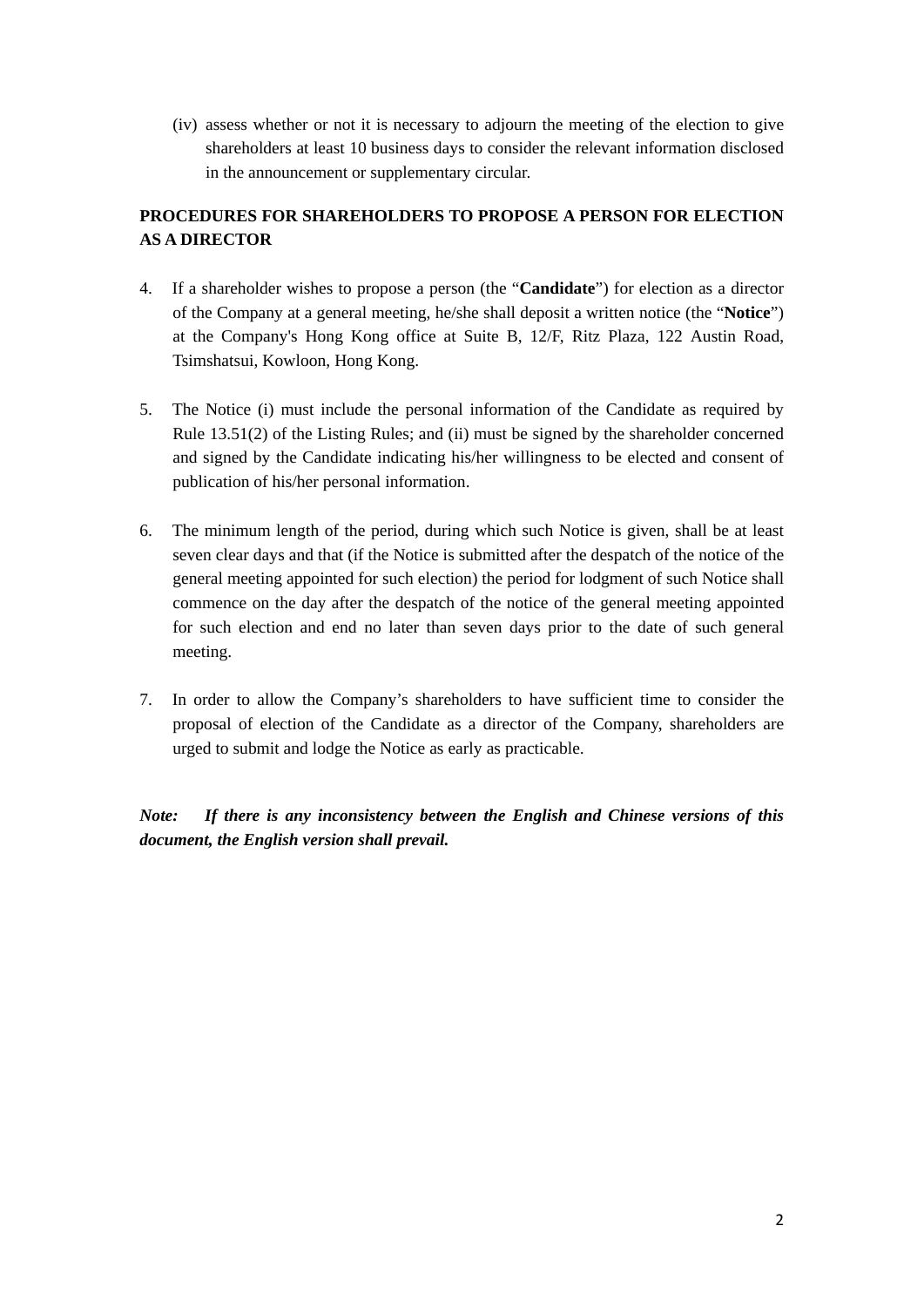(iv) assess whether or not it is necessary to adjourn the meeting of the election to give shareholders at least 10 business days to consider the relevant information disclosed in the announcement or supplementary circular.

**PROCEDURES FOR SHAREHOLDERS TO PROPOSE A PERSON FOR ELECTION AS A DIRECTOR**

4. If a shareholder wishes to propose a person (the "**Candidate**") for election as a director of the Company at a general meeting, he/she shall deposit a written notice (the "**Notice**") at the Company's Hong Kong office at Suite B, 12/F, Ritz Plaza, 122 Austin Road, Tsimshatsui, Kowloon, Hong Kong.

5. The Notice (i) must include the personal information of the Candidate as required by Rule 13.51(2) of the Listing Rules; and (ii) must be signed by the shareholder concerned and signed by the Candidate indicating his/her willingness to be elected and consent of publication of his/her personal information.

6. The minimum length of the period, during which such Notice is given, shall be at least seven clear days and that (if the Notice is submitted after the despatch of the notice of the general meeting appointed for such election) the period for lodgment of such Notice shall commence on the day after the despatch of the notice of the general meeting appointed for such election and end no later than seven days prior to the date of such general meeting.

7. In order to allow the Company's shareholders to have sufficient time to consider the proposal of election of the Candidate as a director of the Company, shareholders are urged to submit and lodge the Notice as early as practicable.

***Note: If there is any inconsistency between the English and Chinese versions of this document, the English version shall prevail.***